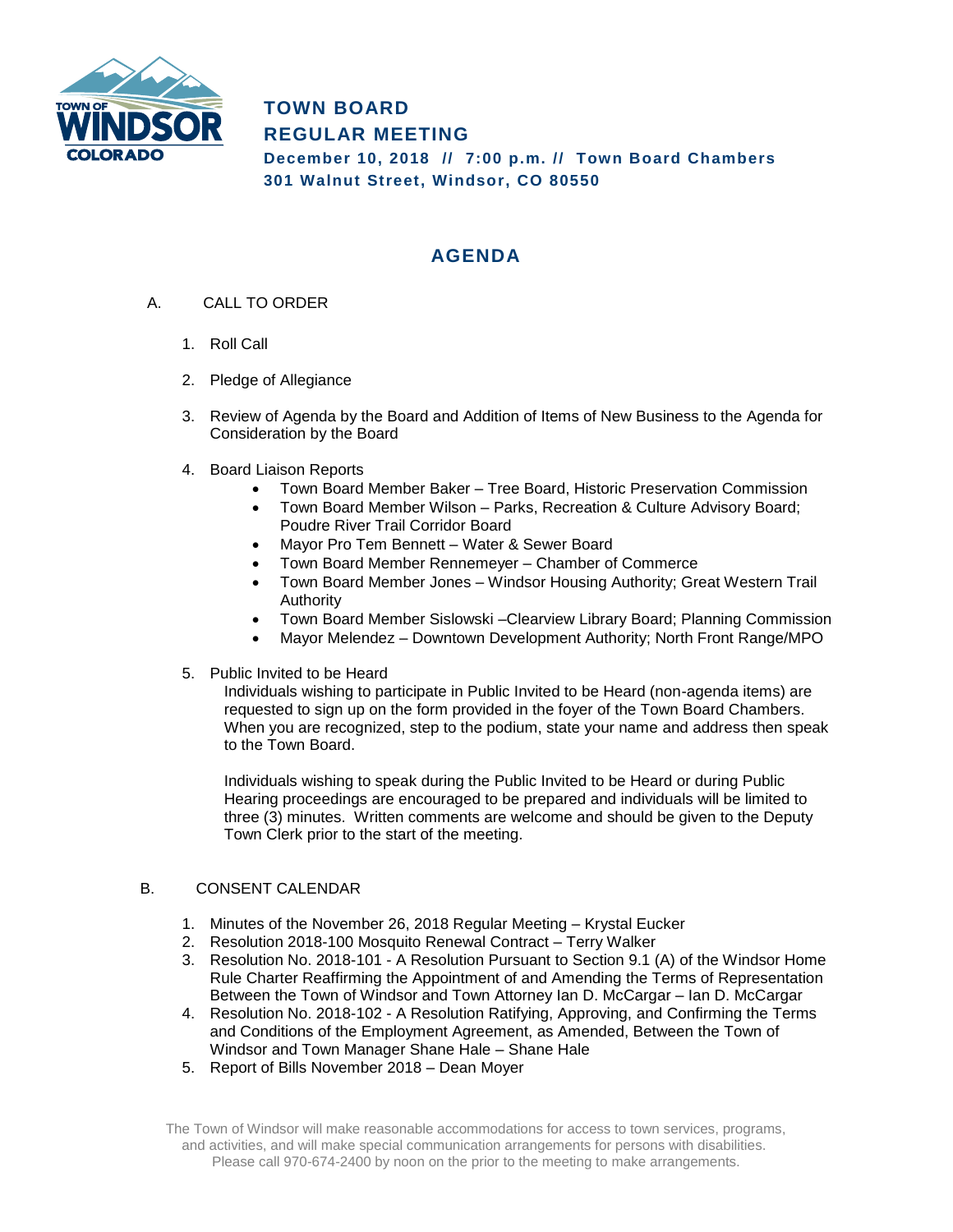# TOWN BOARD
# REGULAR MEETING

**December 10, 2018 // 7:00 p.m. // Town Board Chambers**
**301 Walnut Street, Windsor, CO 80550**

## AGENDA

A. CALL TO ORDER

1. Roll Call

2. Pledge of Allegiance

3. Review of Agenda by the Board and Addition of Items of New Business to the Agenda for Consideration by the Board

4. Board Liaison Reports
   - Town Board Member Baker – Tree Board, Historic Preservation Commission
   - Town Board Member Wilson – Parks, Recreation & Culture Advisory Board; Poudre River Trail Corridor Board
   - Mayor Pro Tem Bennett – Water & Sewer Board
   - Town Board Member Rennemeyer – Chamber of Commerce
   - Town Board Member Jones – Windsor Housing Authority; Great Western Trail Authority
   - Town Board Member Sislowski –Clearview Library Board; Planning Commission
   - Mayor Melendez – Downtown Development Authority; North Front Range/MPO

5. Public Invited to be Heard

   Individuals wishing to participate in Public Invited to be Heard (non-agenda items) are requested to sign up on the form provided in the foyer of the Town Board Chambers. When you are recognized, step to the podium, state your name and address then speak to the Town Board.

   Individuals wishing to speak during the Public Invited to be Heard or during Public Hearing proceedings are encouraged to be prepared and individuals will be limited to three (3) minutes. Written comments are welcome and should be given to the Deputy Town Clerk prior to the start of the meeting.

B. CONSENT CALENDAR

1. Minutes of the November 26, 2018 Regular Meeting – Krystal Eucker
2. Resolution 2018-100 Mosquito Renewal Contract – Terry Walker
3. Resolution No. 2018-101 - A Resolution Pursuant to Section 9.1 (A) of the Windsor Home Rule Charter Reaffirming the Appointment of and Amending the Terms of Representation Between the Town of Windsor and Town Attorney Ian D. McCargar – Ian D. McCargar
4. Resolution No. 2018-102 - A Resolution Ratifying, Approving, and Confirming the Terms and Conditions of the Employment Agreement, as Amended, Between the Town of Windsor and Town Manager Shane Hale – Shane Hale
5. Report of Bills November 2018 – Dean Moyer

The Town of Windsor will make reasonable accommodations for access to town services, programs, and activities, and will make special communication arrangements for persons with disabilities. Please call 970-674-2400 by noon on the prior to the meeting to make arrangements.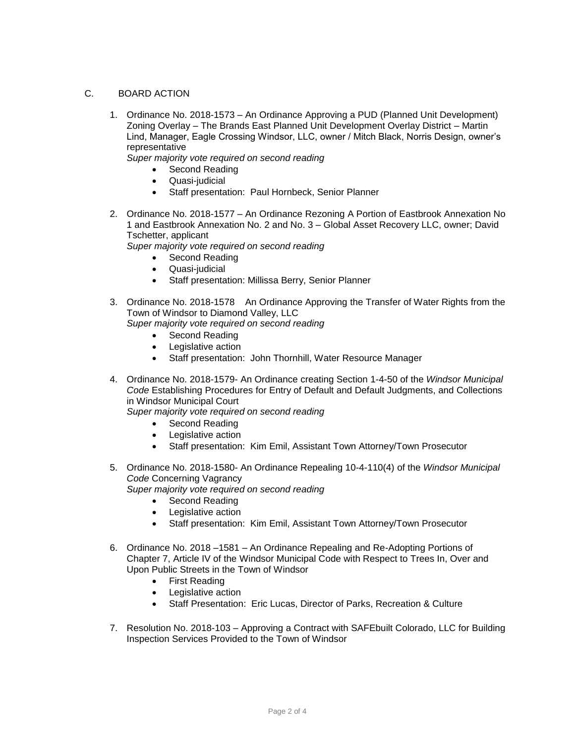## C. BOARD ACTION

1. Ordinance No. 2018-1573 – An Ordinance Approving a PUD (Planned Unit Development) Zoning Overlay – The Brands East Planned Unit Development Overlay District – Martin Lind, Manager, Eagle Crossing Windsor, LLC, owner / Mitch Black, Norris Design, owner's representative
   *Super majority vote required on second reading*
   - Second Reading
   - Quasi-judicial
   - Staff presentation: Paul Hornbeck, Senior Planner

2. Ordinance No. 2018-1577 – An Ordinance Rezoning A Portion of Eastbrook Annexation No 1 and Eastbrook Annexation No. 2 and No. 3 – Global Asset Recovery LLC, owner; David Tschetter, applicant
   *Super majority vote required on second reading*
   - Second Reading
   - Quasi-judicial
   - Staff presentation: Millissa Berry, Senior Planner

3. Ordinance No. 2018-1578 An Ordinance Approving the Transfer of Water Rights from the Town of Windsor to Diamond Valley, LLC
   *Super majority vote required on second reading*
   - Second Reading
   - Legislative action
   - Staff presentation: John Thornhill, Water Resource Manager

4. Ordinance No. 2018-1579- An Ordinance creating Section 1-4-50 of the *Windsor Municipal Code* Establishing Procedures for Entry of Default and Default Judgments, and Collections in Windsor Municipal Court
   *Super majority vote required on second reading*
   - Second Reading
   - Legislative action
   - Staff presentation: Kim Emil, Assistant Town Attorney/Town Prosecutor

5. Ordinance No. 2018-1580- An Ordinance Repealing 10-4-110(4) of the *Windsor Municipal Code* Concerning Vagrancy
   *Super majority vote required on second reading*
   - Second Reading
   - Legislative action
   - Staff presentation: Kim Emil, Assistant Town Attorney/Town Prosecutor

6. Ordinance No. 2018 –1581 – An Ordinance Repealing and Re-Adopting Portions of Chapter 7, Article IV of the Windsor Municipal Code with Respect to Trees In, Over and Upon Public Streets in the Town of Windsor
   - First Reading
   - Legislative action
   - Staff Presentation: Eric Lucas, Director of Parks, Recreation & Culture

7. Resolution No. 2018-103 – Approving a Contract with SAFEbuilt Colorado, LLC for Building Inspection Services Provided to the Town of Windsor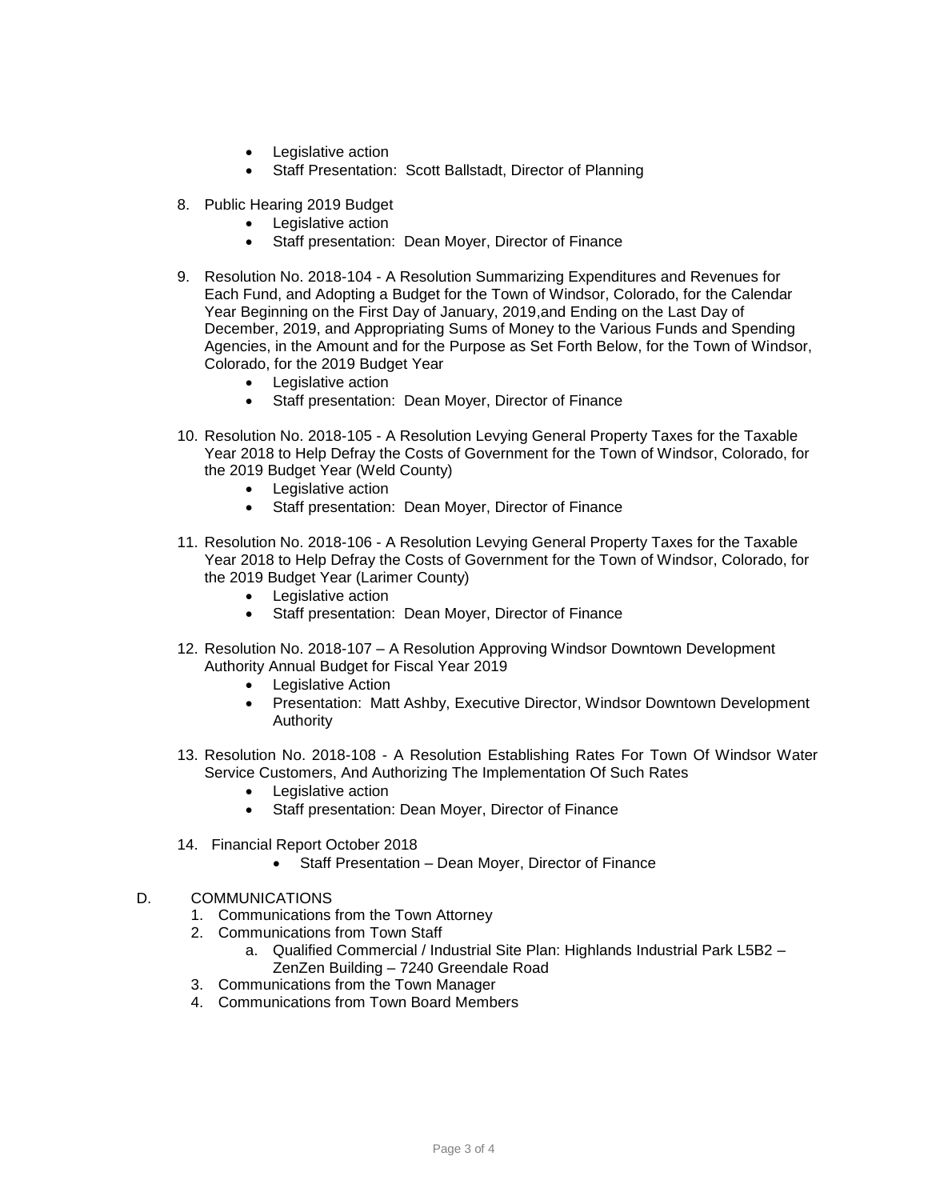- Legislative action
- Staff Presentation: Scott Ballstadt, Director of Planning

8. Public Hearing 2019 Budget
    - Legislative action
    - Staff presentation: Dean Moyer, Director of Finance

9. Resolution No. 2018-104 - A Resolution Summarizing Expenditures and Revenues for Each Fund, and Adopting a Budget for the Town of Windsor, Colorado, for the Calendar Year Beginning on the First Day of January, 2019,and Ending on the Last Day of December, 2019, and Appropriating Sums of Money to the Various Funds and Spending Agencies, in the Amount and for the Purpose as Set Forth Below, for the Town of Windsor, Colorado, for the 2019 Budget Year
    - Legislative action
    - Staff presentation: Dean Moyer, Director of Finance

10. Resolution No. 2018-105 - A Resolution Levying General Property Taxes for the Taxable Year 2018 to Help Defray the Costs of Government for the Town of Windsor, Colorado, for the 2019 Budget Year (Weld County)
    - Legislative action
    - Staff presentation: Dean Moyer, Director of Finance

11. Resolution No. 2018-106 - A Resolution Levying General Property Taxes for the Taxable Year 2018 to Help Defray the Costs of Government for the Town of Windsor, Colorado, for the 2019 Budget Year (Larimer County)
    - Legislative action
    - Staff presentation: Dean Moyer, Director of Finance

12. Resolution No. 2018-107 – A Resolution Approving Windsor Downtown Development Authority Annual Budget for Fiscal Year 2019
    - Legislative Action
    - Presentation: Matt Ashby, Executive Director, Windsor Downtown Development Authority

13. Resolution No. 2018-108 - A Resolution Establishing Rates For Town Of Windsor Water Service Customers, And Authorizing The Implementation Of Such Rates
    - Legislative action
    - Staff presentation: Dean Moyer, Director of Finance

14. Financial Report October 2018
    - Staff Presentation – Dean Moyer, Director of Finance

D. COMMUNICATIONS

1. Communications from the Town Attorney
2. Communications from Town Staff
    a. Qualified Commercial / Industrial Site Plan: Highlands Industrial Park L5B2 – ZenZen Building – 7240 Greendale Road
3. Communications from the Town Manager
4. Communications from Town Board Members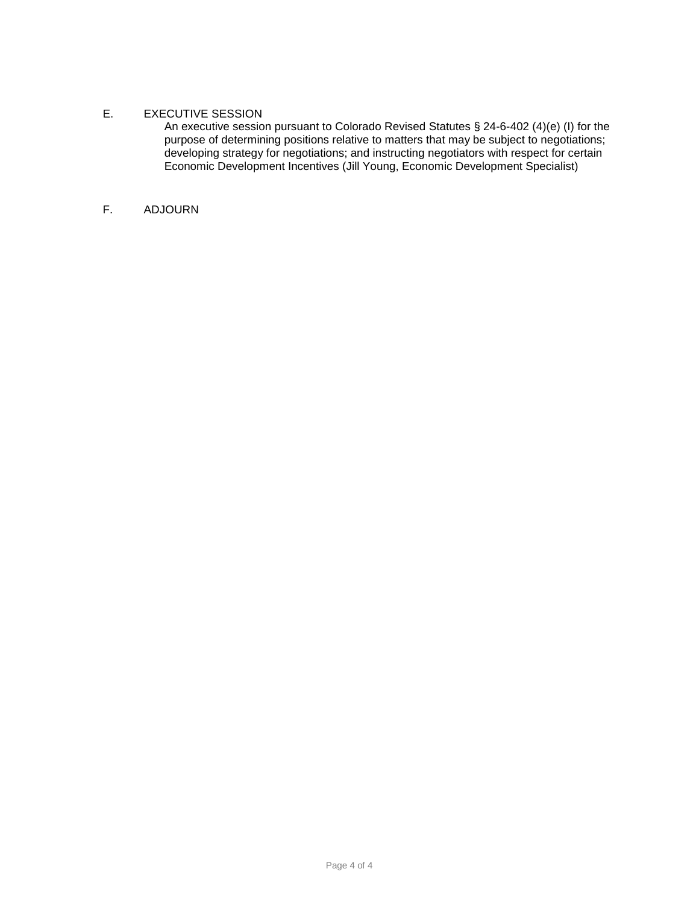E. EXECUTIVE SESSION

An executive session pursuant to Colorado Revised Statutes § 24-6-402 (4)(e) (I) for the purpose of determining positions relative to matters that may be subject to negotiations; developing strategy for negotiations; and instructing negotiators with respect for certain Economic Development Incentives (Jill Young, Economic Development Specialist)

F. ADJOURN